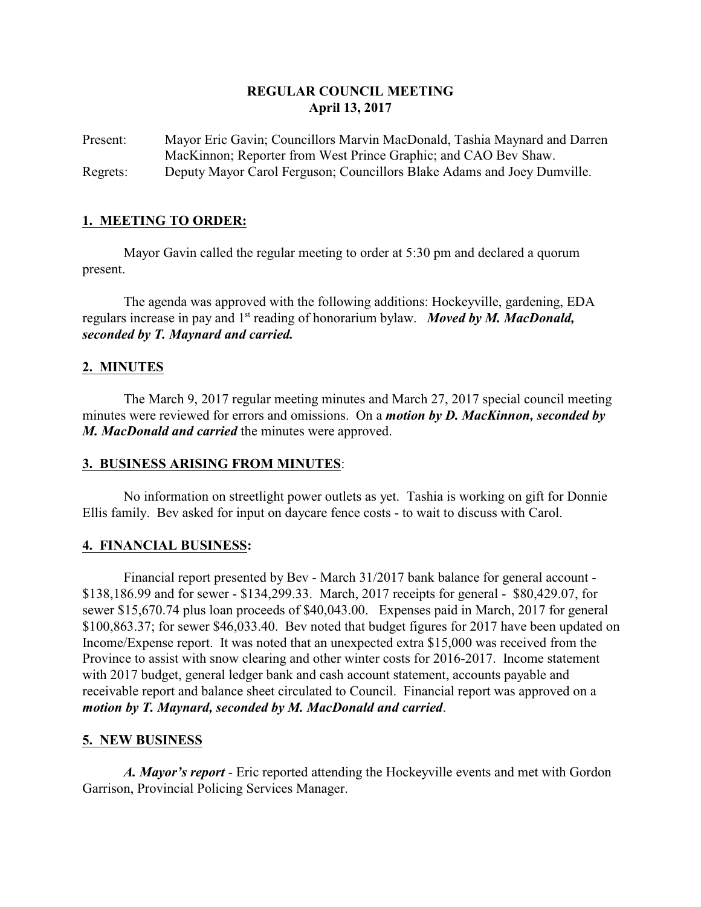**REGULAR COUNCIL MEETING**
**April 13, 2017**

Present: Mayor Eric Gavin; Councillors Marvin MacDonald, Tashia Maynard and Darren MacKinnon; Reporter from West Prince Graphic; and CAO Bev Shaw.

Regrets: Deputy Mayor Carol Ferguson; Councillors Blake Adams and Joey Dumville.

## **1. MEETING TO ORDER:**

Mayor Gavin called the regular meeting to order at 5:30 pm and declared a quorum present.

The agenda was approved with the following additions: Hockeyville, gardening, EDA regulars increase in pay and 1st reading of honorarium bylaw. ***Moved by M. MacDonald, seconded by T. Maynard and carried.***

## **2. MINUTES**

The March 9, 2017 regular meeting minutes and March 27, 2017 special council meeting minutes were reviewed for errors and omissions. On a ***motion by D. MacKinnon, seconded by M. MacDonald and carried*** the minutes were approved.

## **3. BUSINESS ARISING FROM MINUTES**:

No information on streetlight power outlets as yet. Tashia is working on gift for Donnie Ellis family. Bev asked for input on daycare fence costs - to wait to discuss with Carol.

## **4. FINANCIAL BUSINESS:**

Financial report presented by Bev - March 31/2017 bank balance for general account - $138,186.99 and for sewer - $134,299.33. March, 2017 receipts for general - $80,429.07, for sewer $15,670.74 plus loan proceeds of $40,043.00. Expenses paid in March, 2017 for general $100,863.37; for sewer $46,033.40. Bev noted that budget figures for 2017 have been updated on Income/Expense report. It was noted that an unexpected extra $15,000 was received from the Province to assist with snow clearing and other winter costs for 2016-2017. Income statement with 2017 budget, general ledger bank and cash account statement, accounts payable and receivable report and balance sheet circulated to Council. Financial report was approved on a ***motion by T. Maynard, seconded by M. MacDonald and carried***.

## **5. NEW BUSINESS**

***A. Mayor's report*** - Eric reported attending the Hockeyville events and met with Gordon Garrison, Provincial Policing Services Manager.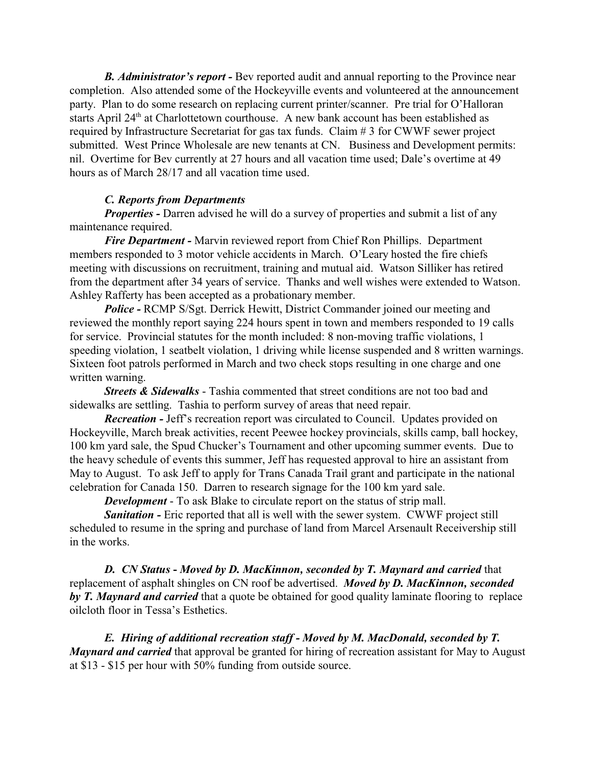*B. Administrator's report -* Bev reported audit and annual reporting to the Province near completion. Also attended some of the Hockeyville events and volunteered at the announcement party. Plan to do some research on replacing current printer/scanner. Pre trial for O'Halloran starts April 24th at Charlottetown courthouse. A new bank account has been established as required by Infrastructure Secretariat for gas tax funds. Claim # 3 for CWWF sewer project submitted. West Prince Wholesale are new tenants at CN. Business and Development permits: nil. Overtime for Bev currently at 27 hours and all vacation time used; Dale's overtime at 49 hours as of March 28/17 and all vacation time used.

*C. Reports from Departments*

*Properties -* Darren advised he will do a survey of properties and submit a list of any maintenance required.

*Fire Department -* Marvin reviewed report from Chief Ron Phillips. Department members responded to 3 motor vehicle accidents in March. O'Leary hosted the fire chiefs meeting with discussions on recruitment, training and mutual aid. Watson Silliker has retired from the department after 34 years of service. Thanks and well wishes were extended to Watson. Ashley Rafferty has been accepted as a probationary member.

*Police -* RCMP S/Sgt. Derrick Hewitt, District Commander joined our meeting and reviewed the monthly report saying 224 hours spent in town and members responded to 19 calls for service. Provincial statutes for the month included: 8 non-moving traffic violations, 1 speeding violation, 1 seatbelt violation, 1 driving while license suspended and 8 written warnings. Sixteen foot patrols performed in March and two check stops resulting in one charge and one written warning.

*Streets & Sidewalks* - Tashia commented that street conditions are not too bad and sidewalks are settling. Tashia to perform survey of areas that need repair.

*Recreation -* Jeff's recreation report was circulated to Council. Updates provided on Hockeyville, March break activities, recent Peewee hockey provincials, skills camp, ball hockey, 100 km yard sale, the Spud Chucker's Tournament and other upcoming summer events. Due to the heavy schedule of events this summer, Jeff has requested approval to hire an assistant from May to August. To ask Jeff to apply for Trans Canada Trail grant and participate in the national celebration for Canada 150. Darren to research signage for the 100 km yard sale.

*Development* - To ask Blake to circulate report on the status of strip mall.

*Sanitation -* Eric reported that all is well with the sewer system. CWWF project still scheduled to resume in the spring and purchase of land from Marcel Arsenault Receivership still in the works.

*D. CN Status - Moved by D. MacKinnon, seconded by T. Maynard and carried* that replacement of asphalt shingles on CN roof be advertised. ***Moved by D. MacKinnon, seconded by T. Maynard and carried*** that a quote be obtained for good quality laminate flooring to replace oilcloth floor in Tessa's Esthetics.

*E. Hiring of additional recreation staff - Moved by M. MacDonald, seconded by T. Maynard and carried* that approval be granted for hiring of recreation assistant for May to August at $13 - $15 per hour with 50% funding from outside source.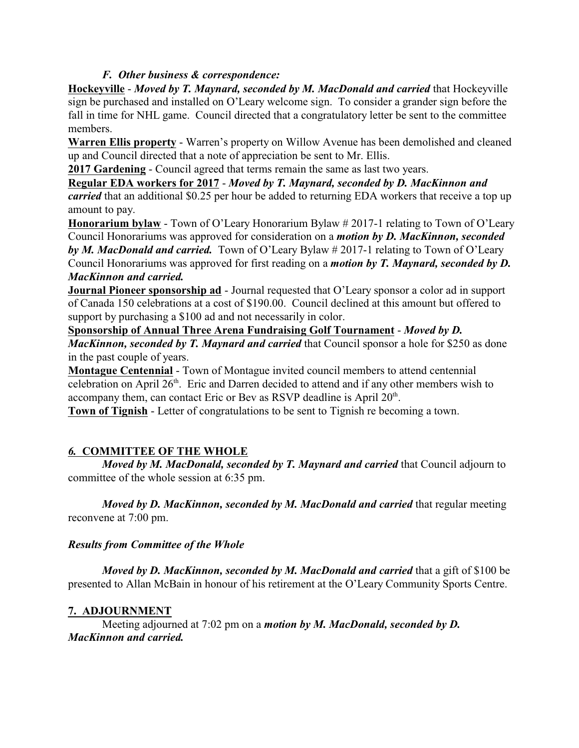### *F. Other business & correspondence:*

**Hockeyville** - ***Moved by T. Maynard, seconded by M. MacDonald and carried*** that Hockeyville sign be purchased and installed on O'Leary welcome sign. To consider a grander sign before the fall in time for NHL game. Council directed that a congratulatory letter be sent to the committee members.

**Warren Ellis property** - Warren's property on Willow Avenue has been demolished and cleaned up and Council directed that a note of appreciation be sent to Mr. Ellis.

**2017 Gardening** - Council agreed that terms remain the same as last two years.

**Regular EDA workers for 2017** - ***Moved by T. Maynard, seconded by D. MacKinnon and carried*** that an additional $0.25 per hour be added to returning EDA workers that receive a top up amount to pay.

**Honorarium bylaw** - Town of O'Leary Honorarium Bylaw # 2017-1 relating to Town of O'Leary Council Honorariums was approved for consideration on a ***motion by D. MacKinnon, seconded by M. MacDonald and carried.*** Town of O'Leary Bylaw # 2017-1 relating to Town of O'Leary Council Honorariums was approved for first reading on a ***motion by T. Maynard, seconded by D. MacKinnon and carried.***

**Journal Pioneer sponsorship ad** - Journal requested that O'Leary sponsor a color ad in support of Canada 150 celebrations at a cost of $190.00. Council declined at this amount but offered to support by purchasing a $100 ad and not necessarily in color.

**Sponsorship of Annual Three Arena Fundraising Golf Tournament** - ***Moved by D. MacKinnon, seconded by T. Maynard and carried*** that Council sponsor a hole for $250 as done in the past couple of years.

**Montague Centennial** - Town of Montague invited council members to attend centennial celebration on April 26th. Eric and Darren decided to attend and if any other members wish to accompany them, can contact Eric or Bev as RSVP deadline is April 20th.

**Town of Tignish** - Letter of congratulations to be sent to Tignish re becoming a town.

## *6.* COMMITTEE OF THE WHOLE

***Moved by M. MacDonald, seconded by T. Maynard and carried*** that Council adjourn to committee of the whole session at 6:35 pm.

***Moved by D. MacKinnon, seconded by M. MacDonald and carried*** that regular meeting reconvene at 7:00 pm.

### *Results from Committee of the Whole*

***Moved by D. MacKinnon, seconded by M. MacDonald and carried*** that a gift of $100 be presented to Allan McBain in honour of his retirement at the O'Leary Community Sports Centre.

## 7. ADJOURNMENT

Meeting adjourned at 7:02 pm on a ***motion by M. MacDonald, seconded by D. MacKinnon and carried.***